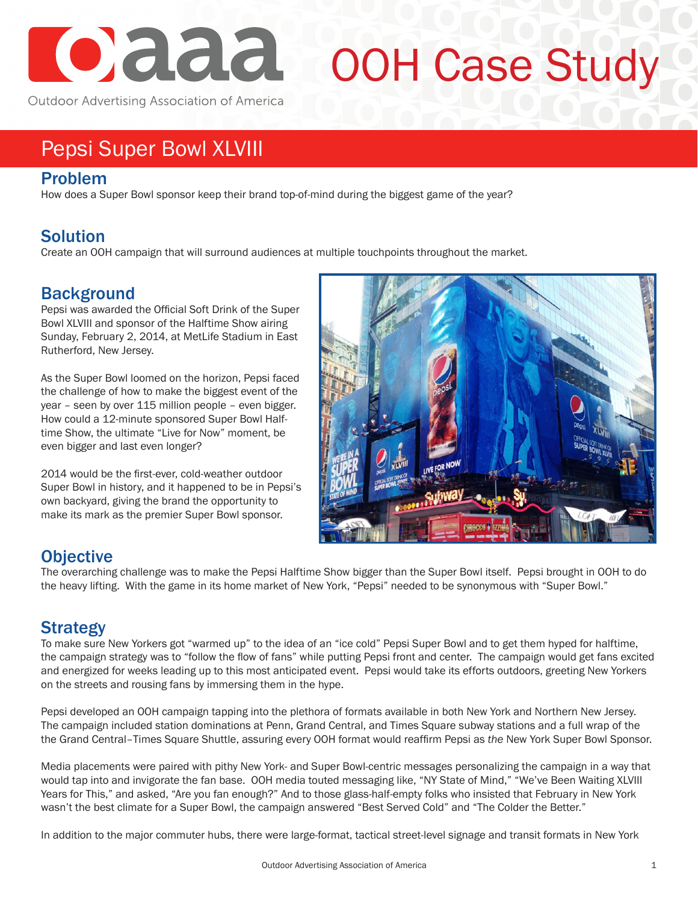# OOH Case Study

Outdoor Advertising Association of America

## Pepsi Super Bowl XLVIII

### Problem

How does a Super Bowl sponsor keep their brand top-of-mind during the biggest game of the year?

### Solution

Create an OOH campaign that will surround audiences at multiple touchpoints throughout the market.

### Background

Pepsi was awarded the Official Soft Drink of the Super Bowl XLVIII and sponsor of the Halftime Show airing Sunday, February 2, 2014, at MetLife Stadium in East Rutherford, New Jersey.

As the Super Bowl loomed on the horizon, Pepsi faced the challenge of how to make the biggest event of the year – seen by over 115 million people – even bigger. How could a 12-minute sponsored Super Bowl Half-time Show, the ultimate "Live for Now" moment, be even bigger and last even longer?

2014 would be the first-ever, cold-weather outdoor Super Bowl in history, and it happened to be in Pepsi's own backyard, giving the brand the opportunity to make its mark as the premier Super Bowl sponsor.

### Objective

The overarching challenge was to make the Pepsi Halftime Show bigger than the Super Bowl itself. Pepsi brought in OOH to do the heavy lifting. With the game in its home market of New York, "Pepsi" needed to be synonymous with "Super Bowl."

### Strategy

To make sure New Yorkers got "warmed up" to the idea of an "ice cold" Pepsi Super Bowl and to get them hyped for halftime, the campaign strategy was to "follow the flow of fans" while putting Pepsi front and center. The campaign would get fans excited and energized for weeks leading up to this most anticipated event. Pepsi would take its efforts outdoors, greeting New Yorkers on the streets and rousing fans by immersing them in the hype.

Pepsi developed an OOH campaign tapping into the plethora of formats available in both New York and Northern New Jersey. The campaign included station dominations at Penn, Grand Central, and Times Square subway stations and a full wrap of the the Grand Central–Times Square Shuttle, assuring every OOH format would reaffirm Pepsi as *the* New York Super Bowl Sponsor.

Media placements were paired with pithy New York- and Super Bowl-centric messages personalizing the campaign in a way that would tap into and invigorate the fan base. OOH media touted messaging like, "NY State of Mind," "We've Been Waiting XLVIII Years for This," and asked, "Are you fan enough?" And to those glass-half-empty folks who insisted that February in New York wasn't the best climate for a Super Bowl, the campaign answered "Best Served Cold" and "The Colder the Better."

In addition to the major commuter hubs, there were large-format, tactical street-level signage and transit formats in New York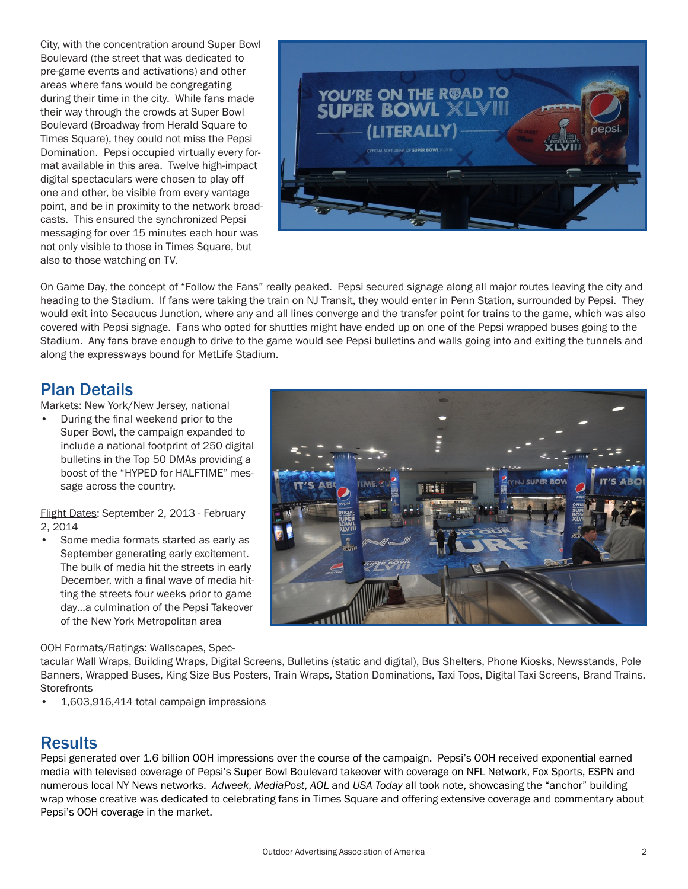City, with the concentration around Super Bowl Boulevard (the street that was dedicated to pre-game events and activations) and other areas where fans would be congregating during their time in the city. While fans made their way through the crowds at Super Bowl Boulevard (Broadway from Herald Square to Times Square), they could not miss the Pepsi Domination. Pepsi occupied virtually every format available in this area. Twelve high-impact digital spectaculars were chosen to play off one and other, be visible from every vantage point, and be in proximity to the network broadcasts. This ensured the synchronized Pepsi messaging for over 15 minutes each hour was not only visible to those in Times Square, but also to those watching on TV.

On Game Day, the concept of "Follow the Fans" really peaked. Pepsi secured signage along all major routes leaving the city and heading to the Stadium. If fans were taking the train on NJ Transit, they would enter in Penn Station, surrounded by Pepsi. They would exit into Secaucus Junction, where any and all lines converge and the transfer point for trains to the game, which was also covered with Pepsi signage. Fans who opted for shuttles might have ended up on one of the Pepsi wrapped buses going to the Stadium. Any fans brave enough to drive to the game would see Pepsi bulletins and walls going into and exiting the tunnels and along the expressways bound for MetLife Stadium.

## Plan Details

Markets: New York/New Jersey, national

- During the final weekend prior to the Super Bowl, the campaign expanded to include a national footprint of 250 digital bulletins in the Top 50 DMAs providing a boost of the "HYPED for HALFTIME" message across the country.

Flight Dates: September 2, 2013 - February 2, 2014

- Some media formats started as early as September generating early excitement. The bulk of media hit the streets in early December, with a final wave of media hitting the streets four weeks prior to game day...a culmination of the Pepsi Takeover of the New York Metropolitan area

OOH Formats/Ratings: Wallscapes, Spectacular Wall Wraps, Building Wraps, Digital Screens, Bulletins (static and digital), Bus Shelters, Phone Kiosks, Newsstands, Pole Banners, Wrapped Buses, King Size Bus Posters, Train Wraps, Station Dominations, Taxi Tops, Digital Taxi Screens, Brand Trains, Storefronts

- 1,603,916,414 total campaign impressions

## Results

Pepsi generated over 1.6 billion OOH impressions over the course of the campaign. Pepsi's OOH received exponential earned media with televised coverage of Pepsi's Super Bowl Boulevard takeover with coverage on NFL Network, Fox Sports, ESPN and numerous local NY News networks. *Adweek*, *MediaPost*, *AOL* and *USA Today* all took note, showcasing the "anchor" building wrap whose creative was dedicated to celebrating fans in Times Square and offering extensive coverage and commentary about Pepsi's OOH coverage in the market.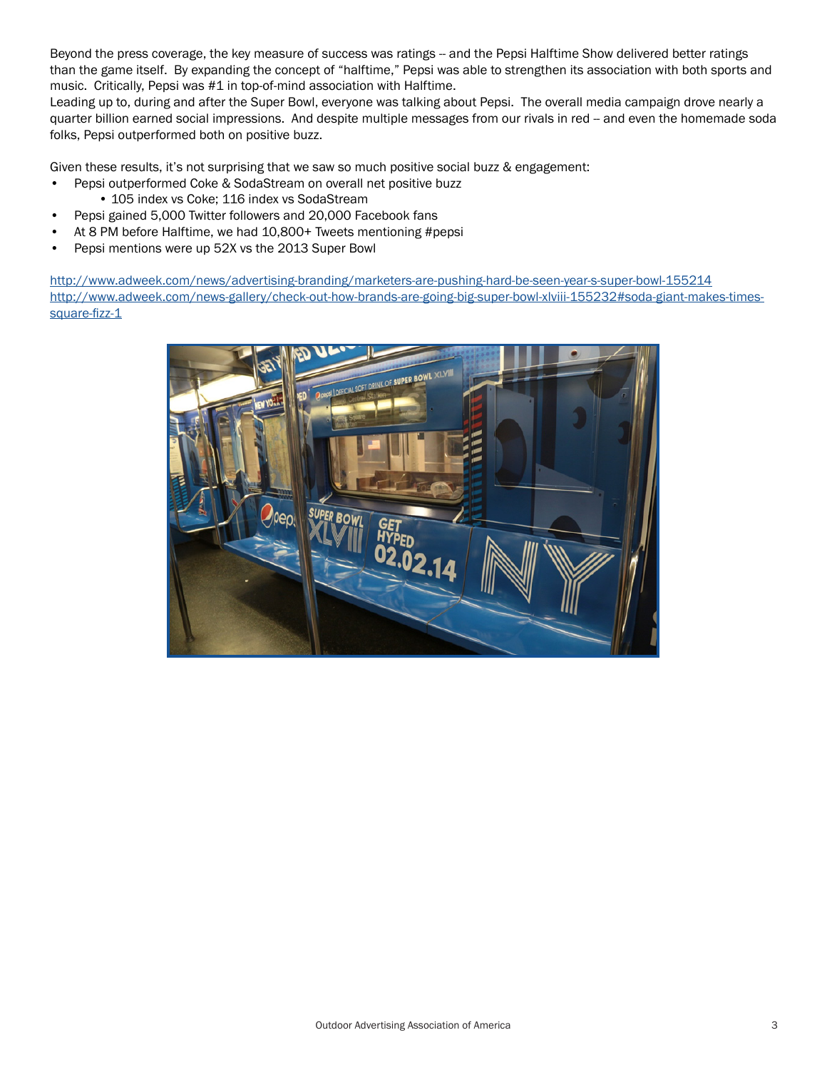Beyond the press coverage, the key measure of success was ratings -- and the Pepsi Halftime Show delivered better ratings than the game itself. By expanding the concept of "halftime," Pepsi was able to strengthen its association with both sports and music. Critically, Pepsi was #1 in top-of-mind association with Halftime.
Leading up to, during and after the Super Bowl, everyone was talking about Pepsi. The overall media campaign drove nearly a quarter billion earned social impressions. And despite multiple messages from our rivals in red -- and even the homemade soda folks, Pepsi outperformed both on positive buzz.

Given these results, it's not surprising that we saw so much positive social buzz & engagement:

- Pepsi outperformed Coke & SodaStream on overall net positive buzz
  - 105 index vs Coke; 116 index vs SodaStream
- Pepsi gained 5,000 Twitter followers and 20,000 Facebook fans
- At 8 PM before Halftime, we had 10,800+ Tweets mentioning #pepsi
- Pepsi mentions were up 52X vs the 2013 Super Bowl

http://www.adweek.com/news/advertising-branding/marketers-are-pushing-hard-be-seen-year-s-super-bowl-155214
http://www.adweek.com/news-gallery/check-out-how-brands-are-going-big-super-bowl-xlviii-155232#soda-giant-makes-times-square-fizz-1